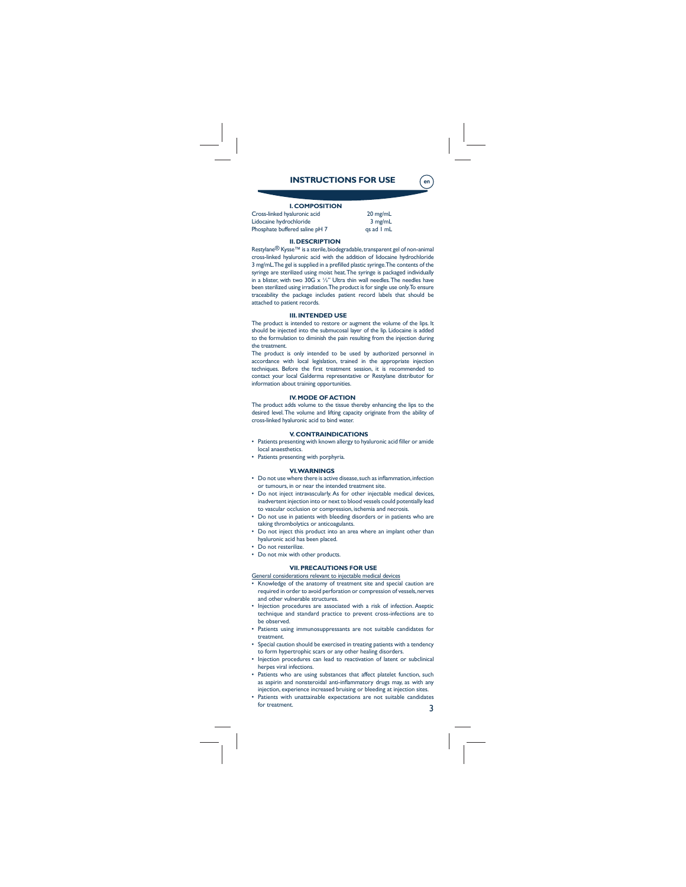# INSTRUCTIONS FOR USE

en

## I. COMPOSITION

| | |
|---|---|
| Cross-linked hyaluronic acid | 20 mg/mL |
| Lidocaine hydrochloride | 3 mg/mL |
| Phosphate buffered saline pH 7 | qs ad 1 mL |

## II. DESCRIPTION

Restylane® Kysse™ is a sterile, biodegradable, transparent gel of non-animal cross-linked hyaluronic acid with the addition of lidocaine hydrochloride 3 mg/mL. The gel is supplied in a prefilled plastic syringe. The contents of the syringe are sterilized using moist heat. The syringe is packaged individually in a blister, with two 30G x ½" Ultra thin wall needles. The needles have been sterilized using irradiation. The product is for single use only. To ensure traceability the package includes patient record labels that should be attached to patient records.

## III. INTENDED USE

The product is intended to restore or augment the volume of the lips. It should be injected into the submucosal layer of the lip. Lidocaine is added to the formulation to diminish the pain resulting from the injection during the treatment.

The product is only intended to be used by authorized personnel in accordance with local legislation, trained in the appropriate injection techniques. Before the first treatment session, it is recommended to contact your local Galderma representative or Restylane distributor for information about training opportunities.

## IV. MODE OF ACTION

The product adds volume to the tissue thereby enhancing the lips to the desired level. The volume and lifting capacity originate from the ability of cross-linked hyaluronic acid to bind water.

## V. CONTRAINDICATIONS

- Patients presenting with known allergy to hyaluronic acid filler or amide local anaesthetics.
- Patients presenting with porphyria.

## VI. WARNINGS

- Do not use where there is active disease, such as inflammation, infection or tumours, in or near the intended treatment site.
- Do not inject intravascularly. As for other injectable medical devices, inadvertent injection into or next to blood vessels could potentially lead to vascular occlusion or compression, ischemia and necrosis.
- Do not use in patients with bleeding disorders or in patients who are taking thrombolytics or anticoagulants.
- Do not inject this product into an area where an implant other than hyaluronic acid has been placed.
- Do not resterilize.
- Do not mix with other products.

## VII. PRECAUTIONS FOR USE

General considerations relevant to injectable medical devices

- Knowledge of the anatomy of treatment site and special caution are required in order to avoid perforation or compression of vessels, nerves and other vulnerable structures.
- Injection procedures are associated with a risk of infection. Aseptic technique and standard practice to prevent cross-infections are to be observed.
- Patients using immunosuppressants are not suitable candidates for treatment.
- Special caution should be exercised in treating patients with a tendency to form hypertrophic scars or any other healing disorders.
- Injection procedures can lead to reactivation of latent or subclinical herpes viral infections.
- Patients who are using substances that affect platelet function, such as aspirin and nonsteroidal anti-inflammatory drugs may, as with any injection, experience increased bruising or bleeding at injection sites.
- Patients with unattainable expectations are not suitable candidates for treatment.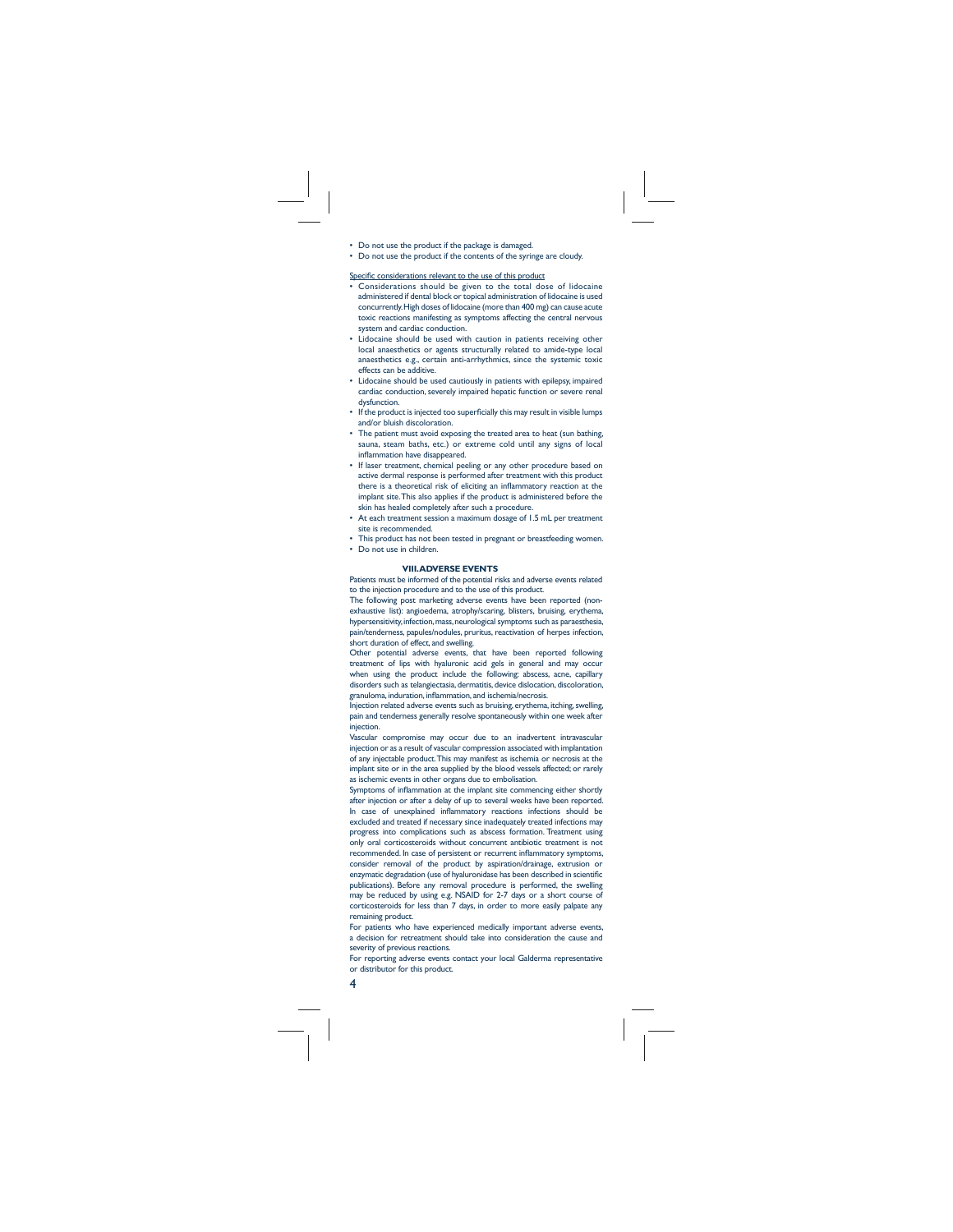- Do not use the product if the package is damaged.
- Do not use the product if the contents of the syringe are cloudy.

Specific considerations relevant to the use of this product

- Considerations should be given to the total dose of lidocaine administered if dental block or topical administration of lidocaine is used concurrently. High doses of lidocaine (more than 400 mg) can cause acute toxic reactions manifesting as symptoms affecting the central nervous system and cardiac conduction.
- Lidocaine should be used with caution in patients receiving other local anaesthetics or agents structurally related to amide-type local anaesthetics e.g., certain anti-arrhythmics, since the systemic toxic effects can be additive.
- Lidocaine should be used cautiously in patients with epilepsy, impaired cardiac conduction, severely impaired hepatic function or severe renal dysfunction.
- If the product is injected too superficially this may result in visible lumps and/or bluish discoloration.
- The patient must avoid exposing the treated area to heat (sun bathing, sauna, steam baths, etc.) or extreme cold until any signs of local inflammation have disappeared.
- If laser treatment, chemical peeling or any other procedure based on active dermal response is performed after treatment with this product there is a theoretical risk of eliciting an inflammatory reaction at the implant site. This also applies if the product is administered before the skin has healed completely after such a procedure.
- At each treatment session a maximum dosage of 1.5 mL per treatment site is recommended.
- This product has not been tested in pregnant or breastfeeding women.
- Do not use in children.

## VIII. ADVERSE EVENTS

Patients must be informed of the potential risks and adverse events related to the injection procedure and to the use of this product.

The following post marketing adverse events have been reported (non-exhaustive list): angioedema, atrophy/scaring, blisters, bruising, erythema, hypersensitivity, infection, mass, neurological symptoms such as paraesthesia, pain/tenderness, papules/nodules, pruritus, reactivation of herpes infection, short duration of effect, and swelling.

Other potential adverse events, that have been reported following treatment of lips with hyaluronic acid gels in general and may occur when using the product include the following: abscess, acne, capillary disorders such as telangiectasia, dermatitis, device dislocation, discoloration, granuloma, induration, inflammation, and ischemia/necrosis.

Injection related adverse events such as bruising, erythema, itching, swelling, pain and tenderness generally resolve spontaneously within one week after injection.

Vascular compromise may occur due to an inadvertent intravascular injection or as a result of vascular compression associated with implantation of any injectable product. This may manifest as ischemia or necrosis at the implant site or in the area supplied by the blood vessels affected; or rarely as ischemic events in other organs due to embolisation.

Symptoms of inflammation at the implant site commencing either shortly after injection or after a delay of up to several weeks have been reported. In case of unexplained inflammatory reactions infections should be excluded and treated if necessary since inadequately treated infections may progress into complications such as abscess formation. Treatment using only oral corticosteroids without concurrent antibiotic treatment is not recommended. In case of persistent or recurrent inflammatory symptoms, consider removal of the product by aspiration/drainage, extrusion or enzymatic degradation (use of hyaluronidase has been described in scientific publications). Before any removal procedure is performed, the swelling may be reduced by using e.g. NSAID for 2-7 days or a short course of corticosteroids for less than 7 days, in order to more easily palpate any remaining product.

For patients who have experienced medically important adverse events, a decision for retreatment should take into consideration the cause and severity of previous reactions.

For reporting adverse events contact your local Galderma representative or distributor for this product.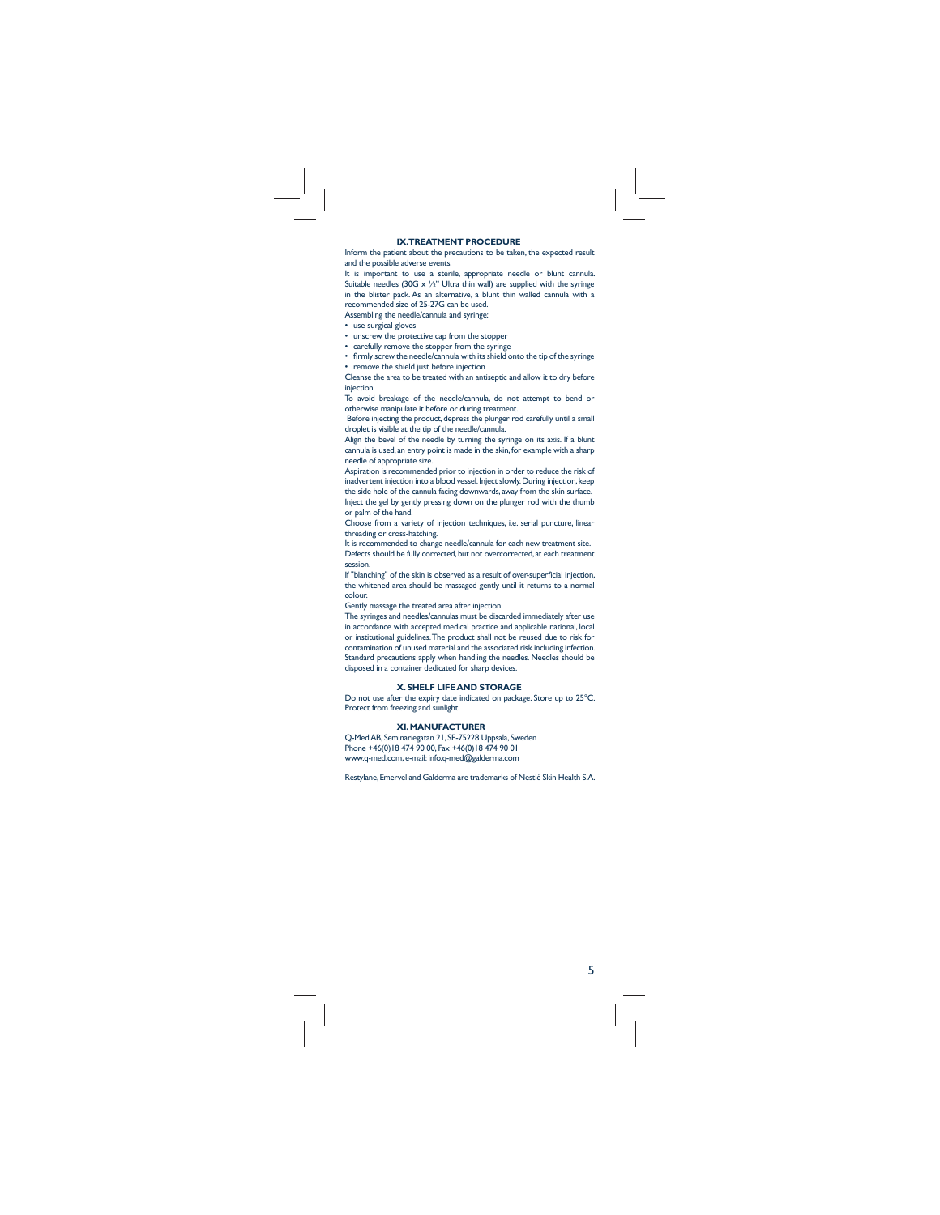## IX. TREATMENT PROCEDURE

Inform the patient about the precautions to be taken, the expected result and the possible adverse events.

It is important to use a sterile, appropriate needle or blunt cannula. Suitable needles (30G x ½" Ultra thin wall) are supplied with the syringe in the blister pack. As an alternative, a blunt thin walled cannula with a recommended size of 25-27G can be used.

Assembling the needle/cannula and syringe:

- use surgical gloves
- unscrew the protective cap from the stopper
- carefully remove the stopper from the syringe
- firmly screw the needle/cannula with its shield onto the tip of the syringe
- remove the shield just before injection

Cleanse the area to be treated with an antiseptic and allow it to dry before injection.

To avoid breakage of the needle/cannula, do not attempt to bend or otherwise manipulate it before or during treatment.

Before injecting the product, depress the plunger rod carefully until a small droplet is visible at the tip of the needle/cannula.

Align the bevel of the needle by turning the syringe on its axis. If a blunt cannula is used, an entry point is made in the skin, for example with a sharp needle of appropriate size.

Aspiration is recommended prior to injection in order to reduce the risk of inadvertent injection into a blood vessel. Inject slowly. During injection, keep the side hole of the cannula facing downwards, away from the skin surface.

Inject the gel by gently pressing down on the plunger rod with the thumb or palm of the hand.

Choose from a variety of injection techniques, i.e. serial puncture, linear threading or cross-hatching.

It is recommended to change needle/cannula for each new treatment site.

Defects should be fully corrected, but not overcorrected, at each treatment session.

If "blanching" of the skin is observed as a result of over-superficial injection, the whitened area should be massaged gently until it returns to a normal colour.

Gently massage the treated area after injection.

The syringes and needles/cannulas must be discarded immediately after use in accordance with accepted medical practice and applicable national, local or institutional guidelines. The product shall not be reused due to risk for contamination of unused material and the associated risk including infection. Standard precautions apply when handling the needles. Needles should be disposed in a container dedicated for sharp devices.

## X. SHELF LIFE AND STORAGE

Do not use after the expiry date indicated on package. Store up to 25°C. Protect from freezing and sunlight.

## XI. MANUFACTURER

Q-Med AB, Seminariegatan 21, SE-75228 Uppsala, Sweden
Phone +46(0)18 474 90 00, Fax +46(0)18 474 90 01
www.q-med.com, e-mail: info.q-med@galderma.com

Restylane, Emervel and Galderma are trademarks of Nestlé Skin Health S.A.